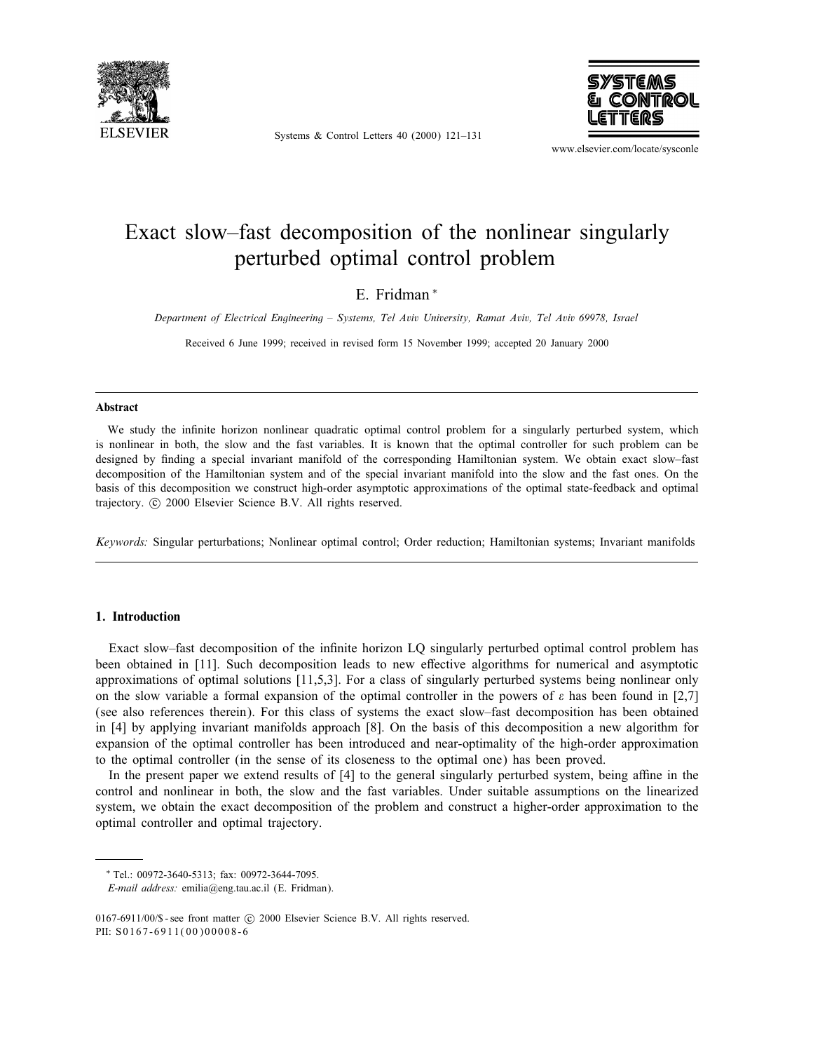# Exact slow–fast decomposition of the nonlinear singularly perturbed optimal control problem

E. Fridman *

*Department of Electrical Engineering – Systems, Tel Aviv University, Ramat Aviv, Tel Aviv 69978, Israel*

Received 6 June 1999; received in revised form 15 November 1999; accepted 20 January 2000

## Abstract

We study the infinite horizon nonlinear quadratic optimal control problem for a singularly perturbed system, which is nonlinear in both, the slow and the fast variables. It is known that the optimal controller for such problem can be designed by finding a special invariant manifold of the corresponding Hamiltonian system. We obtain exact slow–fast decomposition of the Hamiltonian system and of the special invariant manifold into the slow and the fast ones. On the basis of this decomposition we construct high-order asymptotic approximations of the optimal state-feedback and optimal trajectory. © 2000 Elsevier Science B.V. All rights reserved.

*Keywords:* Singular perturbations; Nonlinear optimal control; Order reduction; Hamiltonian systems; Invariant manifolds

## 1. Introduction

Exact slow–fast decomposition of the infinite horizon LQ singularly perturbed optimal control problem has been obtained in [11]. Such decomposition leads to new effective algorithms for numerical and asymptotic approximations of optimal solutions [11,5,3]. For a class of singularly perturbed systems being nonlinear only on the slow variable a formal expansion of the optimal controller in the powers of $\varepsilon$ has been found in [2,7] (see also references therein). For this class of systems the exact slow–fast decomposition has been obtained in [4] by applying invariant manifolds approach [8]. On the basis of this decomposition a new algorithm for expansion of the optimal controller has been introduced and near-optimality of the high-order approximation to the optimal controller (in the sense of its closeness to the optimal one) has been proved.

In the present paper we extend results of [4] to the general singularly perturbed system, being affine in the control and nonlinear in both, the slow and the fast variables. Under suitable assumptions on the linearized system, we obtain the exact decomposition of the problem and construct a higher-order approximation to the optimal controller and optimal trajectory.

---

* Tel.: 00972-3640-5313; fax: 00972-3644-7095.
*E-mail address:* emilia@eng.tau.ac.il (E. Fridman).

0167-6911/00/$ - see front matter © 2000 Elsevier Science B.V. All rights reserved.
PII: S0167-6911(00)00008-6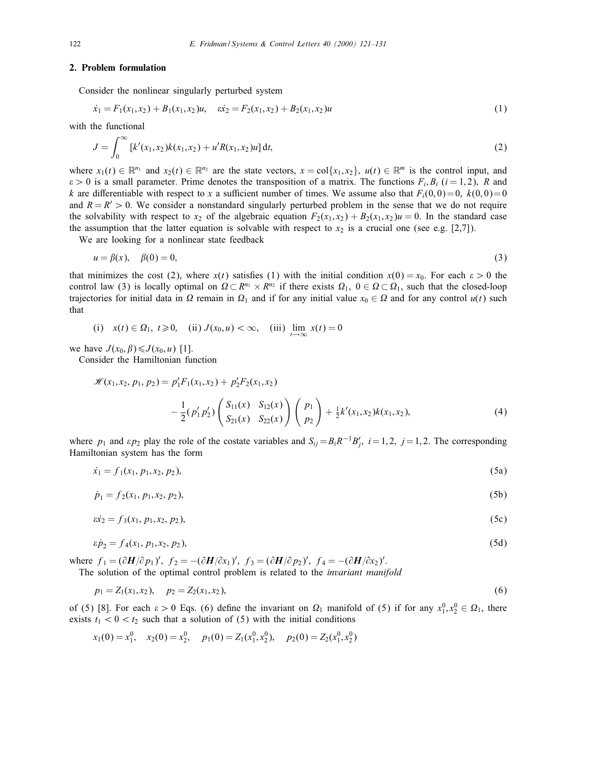## 2. Problem formulation

Consider the nonlinear singularly perturbed system

$$\dot{x}_1 = F_1(x_1, x_2) + B_1(x_1, x_2)u, \quad \varepsilon\dot{x}_2 = F_2(x_1, x_2) + B_2(x_1, x_2)u \tag{1}$$

with the functional

$$J = \int_0^\infty [k'(x_1, x_2)k(x_1, x_2) + u'R(x_1, x_2)u]\,\mathrm{d}t, \tag{2}$$

where $x_1(t) \in \mathbb{R}^{n_1}$ and $x_2(t) \in \mathbb{R}^{n_2}$ are the state vectors, $x = \mathrm{col}\{x_1, x_2\}$, $u(t) \in \mathbb{R}^m$ is the control input, and $\varepsilon > 0$ is a small parameter. Prime denotes the transposition of a matrix. The functions $F_i, B_i$ $(i = 1, 2)$, $R$ and $k$ are differentiable with respect to $x$ a sufficient number of times. We assume also that $F_i(0, 0) = 0$, $k(0, 0) = 0$ and $R = R' > 0$. We consider a nonstandard singularly perturbed problem in the sense that we do not require the solvability with respect to $x_2$ of the algebraic equation $F_2(x_1, x_2) + B_2(x_1, x_2)u = 0$. In the standard case the assumption that the latter equation is solvable with respect to $x_2$ is a crucial one (see e.g. [2,7]).

We are looking for a nonlinear state feedback

$$u = \beta(x), \quad \beta(0) = 0, \tag{3}$$

that minimizes the cost (2), where $x(t)$ satisfies (1) with the initial condition $x(0) = x_0$. For each $\varepsilon > 0$ the control law (3) is locally optimal on $\Omega \subset R^{n_1} \times R^{n_2}$ if there exists $\Omega_1$, $0 \in \Omega \subset \Omega_1$, such that the closed-loop trajectories for initial data in $\Omega$ remain in $\Omega_1$ and if for any initial value $x_0 \in \Omega$ and for any control $u(t)$ such that

$$\text{(i)} \quad x(t) \in \Omega_1,\ t \geqslant 0, \quad \text{(ii)}\ J(x_0, u) < \infty, \quad \text{(iii)}\ \lim_{t\to\infty} x(t) = 0$$

we have $J(x_0, \beta) \leqslant J(x_0, u)$ [1].

Consider the Hamiltonian function

$$\mathscr{H}(x_1, x_2, p_1, p_2) = p_1'F_1(x_1, x_2) + p_2'F_2(x_1, x_2) - \frac{1}{2}(p_1'\, p_2')\begin{pmatrix} S_{11}(x) & S_{12}(x) \\ S_{21}(x) & S_{22}(x) \end{pmatrix}\begin{pmatrix} p_1 \\ p_2 \end{pmatrix} + \tfrac{1}{2}k'(x_1, x_2)k(x_1, x_2), \tag{4}$$

where $p_1$ and $\varepsilon p_2$ play the role of the costate variables and $S_{ij} = B_i R^{-1} B_j'$, $i = 1, 2$, $j = 1, 2$. The corresponding Hamiltonian system has the form

$$\dot{x}_1 = f_1(x_1, p_1, x_2, p_2), \tag{5a}$$

$$\dot{p}_1 = f_2(x_1, p_1, x_2, p_2), \tag{5b}$$

$$\varepsilon\dot{x}_2 = f_3(x_1, p_1, x_2, p_2), \tag{5c}$$

$$\varepsilon\dot{p}_2 = f_4(x_1, p_1, x_2, p_2), \tag{5d}$$

where $f_1 = (\partial \boldsymbol{H}/\partial p_1)'$, $f_2 = -(\partial \boldsymbol{H}/\partial x_1)'$, $f_3 = (\partial \boldsymbol{H}/\partial p_2)'$, $f_4 = -(\partial \boldsymbol{H}/\partial x_2)'$.

The solution of the optimal control problem is related to the *invariant manifold*

$$p_1 = Z_1(x_1, x_2), \quad p_2 = Z_2(x_1, x_2), \tag{6}$$

of (5) [8]. For each $\varepsilon > 0$ Eqs. (6) define the invariant on $\Omega_1$ manifold of (5) if for any $x_1^0, x_2^0 \in \Omega_1$, there exists $t_1 < 0 < t_2$ such that a solution of (5) with the initial conditions

$$x_1(0) = x_1^0, \quad x_2(0) = x_2^0, \quad p_1(0) = Z_1(x_1^0, x_2^0), \quad p_2(0) = Z_2(x_1^0, x_2^0)$$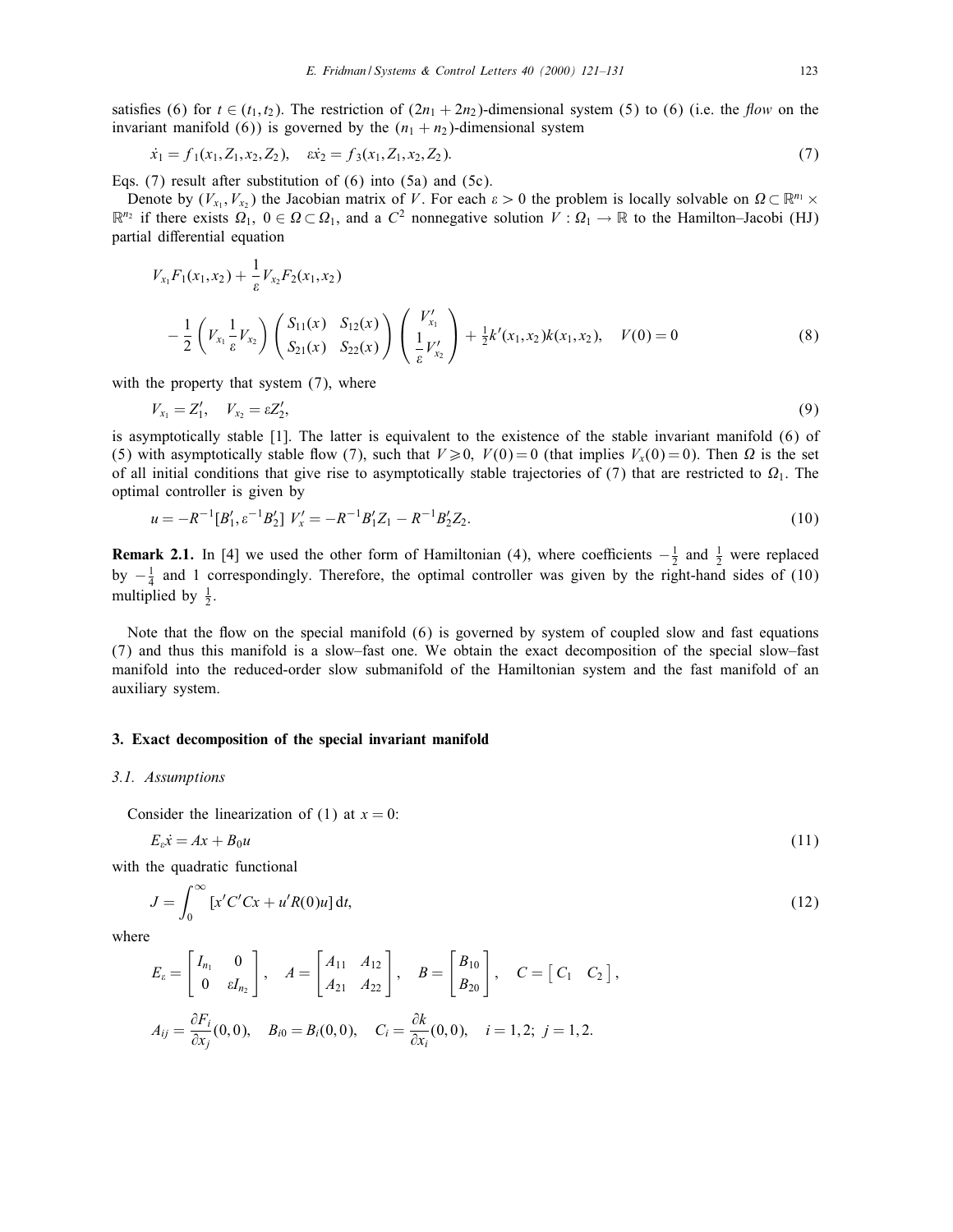satisfies (6) for $t \in (t_1, t_2)$. The restriction of $(2n_1 + 2n_2)$-dimensional system (5) to (6) (i.e. the *flow* on the invariant manifold (6)) is governed by the $(n_1 + n_2)$-dimensional system

$$\dot{x}_1 = f_1(x_1, Z_1, x_2, Z_2), \quad \varepsilon \dot{x}_2 = f_3(x_1, Z_1, x_2, Z_2). \tag{7}$$

Eqs. (7) result after substitution of (6) into (5a) and (5c).

Denote by $(V_{x_1}, V_{x_2})$ the Jacobian matrix of $V$. For each $\varepsilon > 0$ the problem is locally solvable on $\Omega \subset \mathbb{R}^{n_1} \times \mathbb{R}^{n_2}$ if there exists $\Omega_1$, $0 \in \Omega \subset \Omega_1$, and a $C^2$ nonnegative solution $V : \Omega_1 \to \mathbb{R}$ to the Hamilton–Jacobi (HJ) partial differential equation

$$V_{x_1} F_1(x_1, x_2) + \frac{1}{\varepsilon} V_{x_2} F_2(x_1, x_2)$$
$$- \frac{1}{2} \begin{pmatrix} V_{x_1} & \frac{1}{\varepsilon} V_{x_2} \end{pmatrix} \begin{pmatrix} S_{11}(x) & S_{12}(x) \\ S_{21}(x) & S_{22}(x) \end{pmatrix} \begin{pmatrix} V'_{x_1} \\ \frac{1}{\varepsilon} V'_{x_2} \end{pmatrix} + \tfrac{1}{2} k'(x_1, x_2) k(x_1, x_2), \quad V(0) = 0 \tag{8}$$

with the property that system (7), where

$$V_{x_1} = Z'_1, \quad V_{x_2} = \varepsilon Z'_2, \tag{9}$$

is asymptotically stable [1]. The latter is equivalent to the existence of the stable invariant manifold (6) of (5) with asymptotically stable flow (7), such that $V \geqslant 0$, $V(0) = 0$ (that implies $V_x(0) = 0$). Then $\Omega$ is the set of all initial conditions that give rise to asymptotically stable trajectories of (7) that are restricted to $\Omega_1$. The optimal controller is given by

$$u = -R^{-1}[B'_1, \varepsilon^{-1} B'_2]\, V'_x = -R^{-1} B'_1 Z_1 - R^{-1} B'_2 Z_2. \tag{10}$$

**Remark 2.1.** In [4] we used the other form of Hamiltonian (4), where coefficients $-\frac{1}{2}$ and $\frac{1}{2}$ were replaced by $-\frac{1}{4}$ and 1 correspondingly. Therefore, the optimal controller was given by the right-hand sides of (10) multiplied by $\frac{1}{2}$.

Note that the flow on the special manifold (6) is governed by system of coupled slow and fast equations (7) and thus this manifold is a slow–fast one. We obtain the exact decomposition of the special slow–fast manifold into the reduced-order slow submanifold of the Hamiltonian system and the fast manifold of an auxiliary system.

## 3. Exact decomposition of the special invariant manifold

### 3.1. Assumptions

Consider the linearization of (1) at $x = 0$:

$$E_\varepsilon \dot{x} = Ax + B_0 u \tag{11}$$

with the quadratic functional

$$J = \int_0^\infty [x' C' C x + u' R(0) u]\, \mathrm{d}t, \tag{12}$$

where

$$E_\varepsilon = \begin{bmatrix} I_{n_1} & 0 \\ 0 & \varepsilon I_{n_2} \end{bmatrix}, \quad A = \begin{bmatrix} A_{11} & A_{12} \\ A_{21} & A_{22} \end{bmatrix}, \quad B = \begin{bmatrix} B_{10} \\ B_{20} \end{bmatrix}, \quad C = \begin{bmatrix} C_1 & C_2 \end{bmatrix},$$

$$A_{ij} = \frac{\partial F_i}{\partial x_j}(0, 0), \quad B_{i0} = B_i(0, 0), \quad C_i = \frac{\partial k}{\partial x_i}(0, 0), \quad i = 1, 2; \; j = 1, 2.$$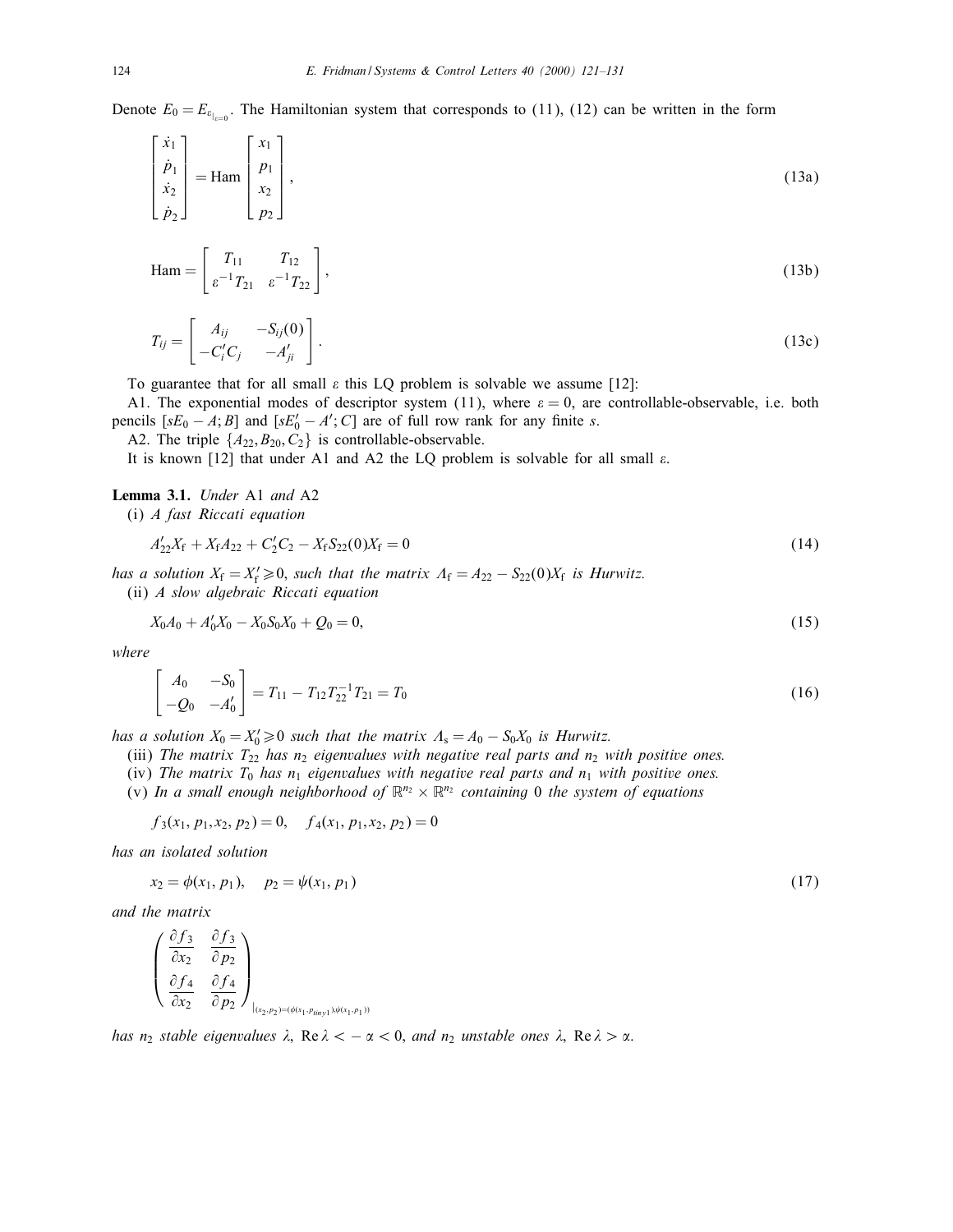Denote $E_0 = E_{\varepsilon|_{\varepsilon=0}}$. The Hamiltonian system that corresponds to (11), (12) can be written in the form

$$\begin{bmatrix} \dot{x}_1 \\ \dot{p}_1 \\ \dot{x}_2 \\ \dot{p}_2 \end{bmatrix} = \text{Ham} \begin{bmatrix} x_1 \\ p_1 \\ x_2 \\ p_2 \end{bmatrix}, \tag{13a}$$

$$\text{Ham} = \begin{bmatrix} T_{11} & T_{12} \\ \varepsilon^{-1} T_{21} & \varepsilon^{-1} T_{22} \end{bmatrix}, \tag{13b}$$

$$T_{ij} = \begin{bmatrix} A_{ij} & -S_{ij}(0) \\ -C_i' C_j & -A_{ji}' \end{bmatrix}. \tag{13c}$$

To guarantee that for all small $\varepsilon$ this LQ problem is solvable we assume [12]:

A1. The exponential modes of descriptor system (11), where $\varepsilon = 0$, are controllable-observable, i.e. both pencils $[sE_0 - A; B]$ and $[sE_0' - A'; C]$ are of full row rank for any finite $s$.

A2. The triple $\{A_{22}, B_{20}, C_2\}$ is controllable-observable.

It is known [12] that under A1 and A2 the LQ problem is solvable for all small $\varepsilon$.

**Lemma 3.1.** *Under* A1 *and* A2

(i) *A fast Riccati equation*

$$A_{22}' X_f + X_f A_{22} + C_2' C_2 - X_f S_{22}(0) X_f = 0 \tag{14}$$

*has a solution $X_f = X_f' \geqslant 0$, such that the matrix $\Lambda_f = A_{22} - S_{22}(0) X_f$ is Hurwitz.*

(ii) *A slow algebraic Riccati equation*

$$X_0 A_0 + A_0' X_0 - X_0 S_0 X_0 + Q_0 = 0, \tag{15}$$

*where*

$$\begin{bmatrix} A_0 & -S_0 \\ -Q_0 & -A_0' \end{bmatrix} = T_{11} - T_{12} T_{22}^{-1} T_{21} = T_0 \tag{16}$$

*has a solution $X_0 = X_0' \geqslant 0$ such that the matrix $\Lambda_s = A_0 - S_0 X_0$ is Hurwitz.*

(iii) *The matrix $T_{22}$ has $n_2$ eigenvalues with negative real parts and $n_2$ with positive ones.*

(iv) *The matrix $T_0$ has $n_1$ eigenvalues with negative real parts and $n_1$ with positive ones.*

(v) *In a small enough neighborhood of $\mathbb{R}^{n_2} \times \mathbb{R}^{n_2}$ containing 0 the system of equations*

$$f_3(x_1, p_1, x_2, p_2) = 0, \quad f_4(x_1, p_1, x_2, p_2) = 0$$

*has an isolated solution*

$$x_2 = \phi(x_1, p_1), \quad p_2 = \psi(x_1, p_1) \tag{17}$$

*and the matrix*

$$\begin{pmatrix} \dfrac{\partial f_3}{\partial x_2} & \dfrac{\partial f_3}{\partial p_2} \\ \dfrac{\partial f_4}{\partial x_2} & \dfrac{\partial f_4}{\partial p_2} \end{pmatrix}_{|(x_2, p_2) = (\phi(x_1, p_{tiny1}), \psi(x_1, p_1))}$$

*has $n_2$ stable eigenvalues $\lambda$, $\operatorname{Re} \lambda < -\alpha < 0$, and $n_2$ unstable ones $\lambda$, $\operatorname{Re} \lambda > \alpha$.*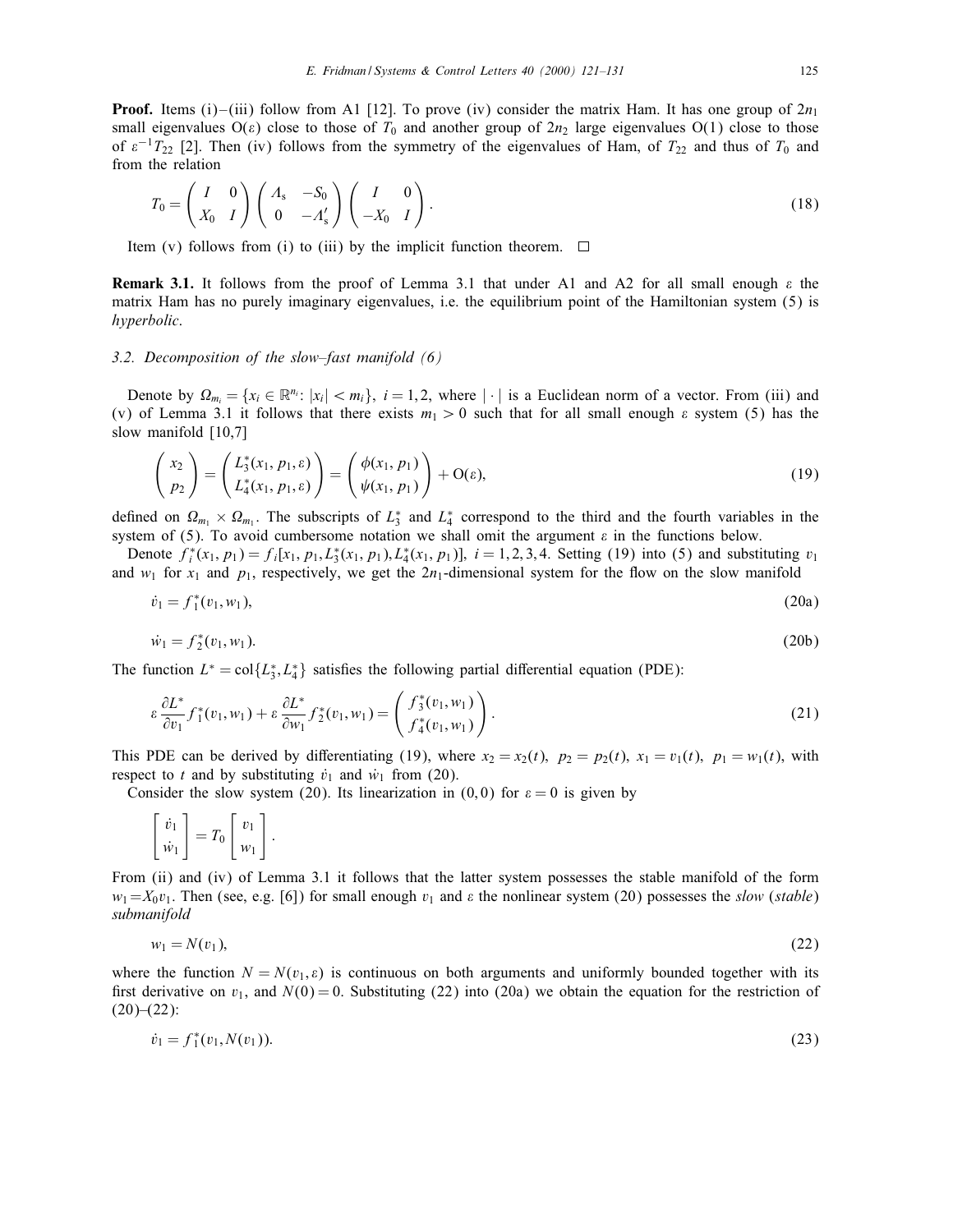**Proof.** Items (i)–(iii) follow from A1 [12]. To prove (iv) consider the matrix Ham. It has one group of $2n_1$ small eigenvalues O($\varepsilon$) close to those of $T_0$ and another group of $2n_2$ large eigenvalues O(1) close to those of $\varepsilon^{-1}T_{22}$ [2]. Then (iv) follows from the symmetry of the eigenvalues of Ham, of $T_{22}$ and thus of $T_0$ and from the relation

$$T_0 = \begin{pmatrix} I & 0 \\ X_0 & I \end{pmatrix} \begin{pmatrix} \Lambda_s & -S_0 \\ 0 & -\Lambda_s' \end{pmatrix} \begin{pmatrix} I & 0 \\ -X_0 & I \end{pmatrix}. \tag{18}$$

Item (v) follows from (i) to (iii) by the implicit function theorem. □

**Remark 3.1.** It follows from the proof of Lemma 3.1 that under A1 and A2 for all small enough $\varepsilon$ the matrix Ham has no purely imaginary eigenvalues, i.e. the equilibrium point of the Hamiltonian system (5) is *hyperbolic*.

### 3.2. Decomposition of the slow–fast manifold (6)

Denote by $\Omega_{m_i} = \{x_i \in \mathbb{R}^{n_i}: |x_i| < m_i\}$, $i = 1, 2$, where $|\cdot|$ is a Euclidean norm of a vector. From (iii) and (v) of Lemma 3.1 it follows that there exists $m_1 > 0$ such that for all small enough $\varepsilon$ system (5) has the slow manifold [10,7]

$$\begin{pmatrix} x_2 \\ p_2 \end{pmatrix} = \begin{pmatrix} L_3^*(x_1, p_1, \varepsilon) \\ L_4^*(x_1, p_1, \varepsilon) \end{pmatrix} = \begin{pmatrix} \phi(x_1, p_1) \\ \psi(x_1, p_1) \end{pmatrix} + \mathrm{O}(\varepsilon), \tag{19}$$

defined on $\Omega_{m_1} \times \Omega_{m_1}$. The subscripts of $L_3^*$ and $L_4^*$ correspond to the third and the fourth variables in the system of (5). To avoid cumbersome notation we shall omit the argument $\varepsilon$ in the functions below.

Denote $f_i^*(x_1, p_1) = f_i[x_1, p_1, L_3^*(x_1, p_1), L_4^*(x_1, p_1)]$, $i = 1, 2, 3, 4$. Setting (19) into (5) and substituting $v_1$ and $w_1$ for $x_1$ and $p_1$, respectively, we get the $2n_1$-dimensional system for the flow on the slow manifold

$$\dot{v}_1 = f_1^*(v_1, w_1), \tag{20a}$$

$$\dot{w}_1 = f_2^*(v_1, w_1). \tag{20b}$$

The function $L^* = \mathrm{col}\{L_3^*, L_4^*\}$ satisfies the following partial differential equation (PDE):

$$\varepsilon \frac{\partial L^*}{\partial v_1} f_1^*(v_1, w_1) + \varepsilon \frac{\partial L^*}{\partial w_1} f_2^*(v_1, w_1) = \begin{pmatrix} f_3^*(v_1, w_1) \\ f_4^*(v_1, w_1) \end{pmatrix}. \tag{21}$$

This PDE can be derived by differentiating (19), where $x_2 = x_2(t)$, $p_2 = p_2(t)$, $x_1 = v_1(t)$, $p_1 = w_1(t)$, with respect to $t$ and by substituting $\dot{v}_1$ and $\dot{w}_1$ from (20).

Consider the slow system (20). Its linearization in (0, 0) for $\varepsilon = 0$ is given by

$$\begin{bmatrix} \dot{v}_1 \\ \dot{w}_1 \end{bmatrix} = T_0 \begin{bmatrix} v_1 \\ w_1 \end{bmatrix}.$$

From (ii) and (iv) of Lemma 3.1 it follows that the latter system possesses the stable manifold of the form $w_1 = X_0 v_1$. Then (see, e.g. [6]) for small enough $v_1$ and $\varepsilon$ the nonlinear system (20) possesses the *slow* (*stable*) *submanifold*

$$w_1 = N(v_1), \tag{22}$$

where the function $N = N(v_1, \varepsilon)$ is continuous on both arguments and uniformly bounded together with its first derivative on $v_1$, and $N(0) = 0$. Substituting (22) into (20a) we obtain the equation for the restriction of (20)–(22):

$$\dot{v}_1 = f_1^*(v_1, N(v_1)). \tag{23}$$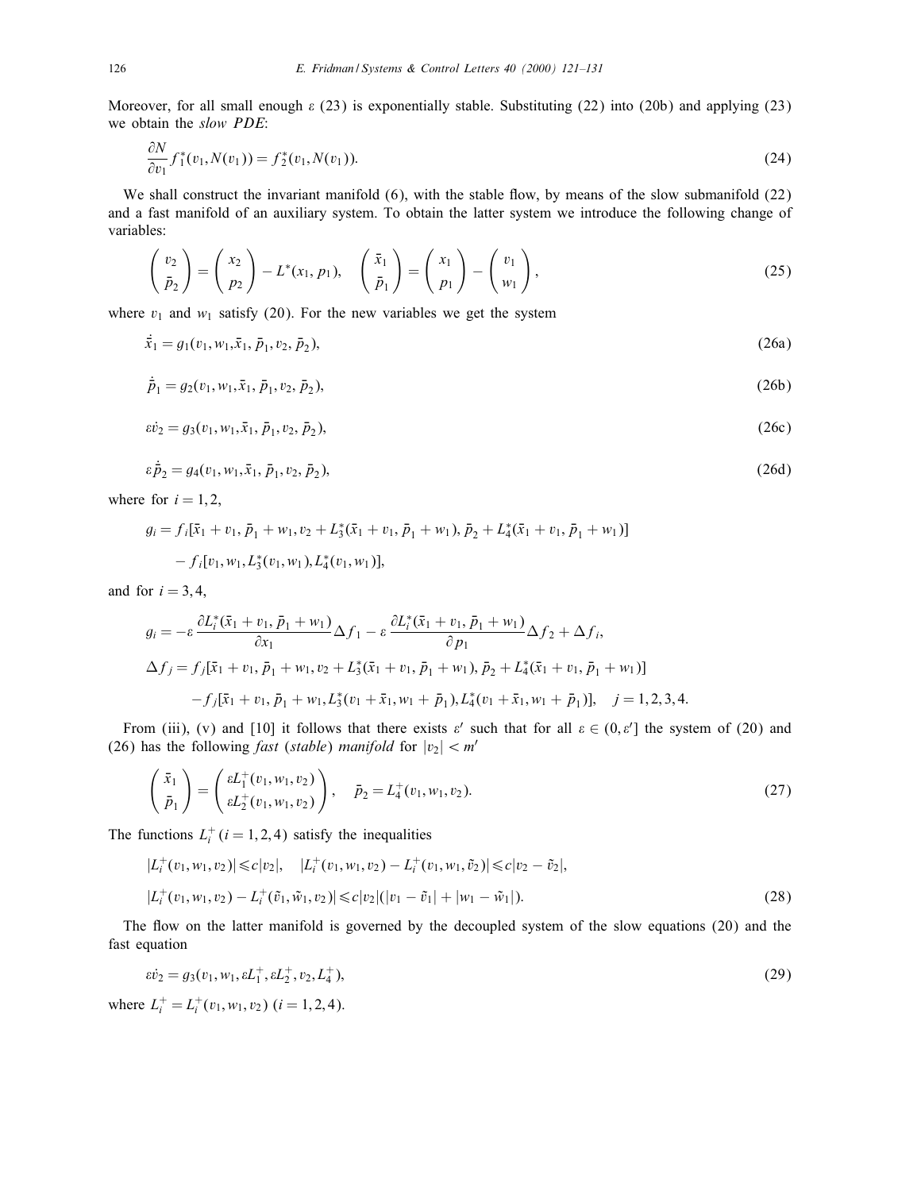Moreover, for all small enough $\varepsilon$ (23) is exponentially stable. Substituting (22) into (20b) and applying (23) we obtain the *slow PDE*:

$$\frac{\partial N}{\partial v_1} f_1^*(v_1, N(v_1)) = f_2^*(v_1, N(v_1)). \tag{24}$$

We shall construct the invariant manifold (6), with the stable flow, by means of the slow submanifold (22) and a fast manifold of an auxiliary system. To obtain the latter system we introduce the following change of variables:

$$\begin{pmatrix} v_2 \\ \bar{p}_2 \end{pmatrix} = \begin{pmatrix} x_2 \\ p_2 \end{pmatrix} - L^*(x_1, p_1), \quad \begin{pmatrix} \bar{x}_1 \\ \bar{p}_1 \end{pmatrix} = \begin{pmatrix} x_1 \\ p_1 \end{pmatrix} - \begin{pmatrix} v_1 \\ w_1 \end{pmatrix}, \tag{25}$$

where $v_1$ and $w_1$ satisfy (20). For the new variables we get the system

$$\dot{\bar{x}}_1 = g_1(v_1, w_1, \bar{x}_1, \bar{p}_1, v_2, \bar{p}_2), \tag{26a}$$

$$\dot{\bar{p}}_1 = g_2(v_1, w_1, \bar{x}_1, \bar{p}_1, v_2, \bar{p}_2), \tag{26b}$$

$$\varepsilon \dot{v}_2 = g_3(v_1, w_1, \bar{x}_1, \bar{p}_1, v_2, \bar{p}_2), \tag{26c}$$

$$\varepsilon \dot{\bar{p}}_2 = g_4(v_1, w_1, \bar{x}_1, \bar{p}_1, v_2, \bar{p}_2), \tag{26d}$$

where for $i = 1, 2$,

$$\begin{aligned} g_i = {} & f_i[\bar{x}_1 + v_1, \bar{p}_1 + w_1, v_2 + L_3^*(\bar{x}_1 + v_1, \bar{p}_1 + w_1), \bar{p}_2 + L_4^*(\bar{x}_1 + v_1, \bar{p}_1 + w_1)] \\ & - f_i[v_1, w_1, L_3^*(v_1, w_1), L_4^*(v_1, w_1)], \end{aligned}$$

and for $i = 3, 4$,

$$\begin{aligned} g_i = {} & -\varepsilon \frac{\partial L_i^*(\bar{x}_1 + v_1, \bar{p}_1 + w_1)}{\partial x_1} \Delta f_1 - \varepsilon \frac{\partial L_i^*(\bar{x}_1 + v_1, \bar{p}_1 + w_1)}{\partial p_1} \Delta f_2 + \Delta f_i, \\ \Delta f_j = {} & f_j[\bar{x}_1 + v_1, \bar{p}_1 + w_1, v_2 + L_3^*(\bar{x}_1 + v_1, \bar{p}_1 + w_1), \bar{p}_2 + L_4^*(\bar{x}_1 + v_1, \bar{p}_1 + w_1)] \\ & - f_j[\bar{x}_1 + v_1, \bar{p}_1 + w_1, L_3^*(v_1 + \bar{x}_1, w_1 + \bar{p}_1), L_4^*(v_1 + \bar{x}_1, w_1 + \bar{p}_1)], \quad j = 1, 2, 3, 4. \end{aligned}$$

From (iii), (v) and [10] it follows that there exists $\varepsilon'$ such that for all $\varepsilon \in (0, \varepsilon']$ the system of (20) and (26) has the following *fast* (*stable*) *manifold* for $|v_2| < m'$

$$\begin{pmatrix} \bar{x}_1 \\ \bar{p}_1 \end{pmatrix} = \begin{pmatrix} \varepsilon L_1^+(v_1, w_1, v_2) \\ \varepsilon L_2^+(v_1, w_1, v_2) \end{pmatrix}, \quad \bar{p}_2 = L_4^+(v_1, w_1, v_2). \tag{27}$$

The functions $L_i^+$ $(i = 1, 2, 4)$ satisfy the inequalities

$$\begin{aligned} & |L_i^+(v_1, w_1, v_2)| \leqslant c|v_2|, \quad |L_i^+(v_1, w_1, v_2) - L_i^+(v_1, w_1, \tilde{v}_2)| \leqslant c|v_2 - \tilde{v}_2|, \\ & |L_i^+(v_1, w_1, v_2) - L_i^+(\tilde{v}_1, \tilde{w}_1, v_2)| \leqslant c|v_2|(|v_1 - \tilde{v}_1| + |w_1 - \tilde{w}_1|). \end{aligned} \tag{28}$$

The flow on the latter manifold is governed by the decoupled system of the slow equations (20) and the fast equation

$$\varepsilon \dot{v}_2 = g_3(v_1, w_1, \varepsilon L_1^+, \varepsilon L_2^+, v_2, L_4^+), \tag{29}$$

where $L_i^+ = L_i^+(v_1, w_1, v_2)$ $(i = 1, 2, 4)$.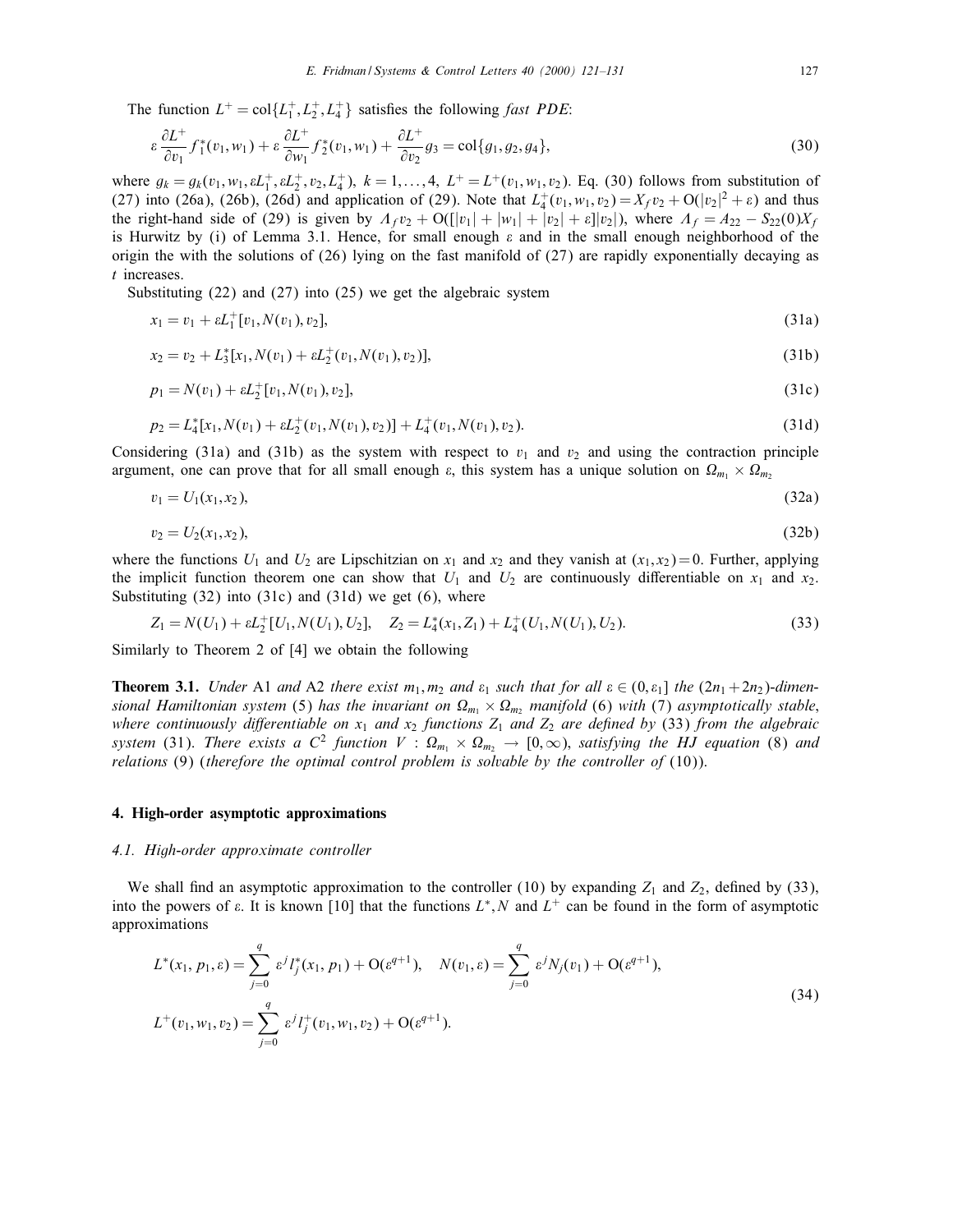The function $L^+ = \text{col}\{L_1^+, L_2^+, L_4^+\}$ satisfies the following *fast PDE*:

$$\varepsilon \frac{\partial L^+}{\partial v_1} f_1^*(v_1, w_1) + \varepsilon \frac{\partial L^+}{\partial w_1} f_2^*(v_1, w_1) + \frac{\partial L^+}{\partial v_2} g_3 = \text{col}\{g_1, g_2, g_4\}, \tag{30}$$

where $g_k = g_k(v_1, w_1, \varepsilon L_1^+, \varepsilon L_2^+, v_2, L_4^+)$, $k = 1, \ldots, 4$, $L^+ = L^+(v_1, w_1, v_2)$. Eq. (30) follows from substitution of (27) into (26a), (26b), (26d) and application of (29). Note that $L_4^+(v_1, w_1, v_2) = X_f v_2 + O(|v_2|^2 + \varepsilon)$ and thus the right-hand side of (29) is given by $\Lambda_f v_2 + O([|v_1| + |w_1| + |v_2| + \varepsilon]|v_2|)$, where $\Lambda_f = A_{22} - S_{22}(0) X_f$ is Hurwitz by (i) of Lemma 3.1. Hence, for small enough $\varepsilon$ and in the small enough neighborhood of the origin the with the solutions of (26) lying on the fast manifold of (27) are rapidly exponentially decaying as $t$ increases.

Substituting (22) and (27) into (25) we get the algebraic system

$$x_1 = v_1 + \varepsilon L_1^+[v_1, N(v_1), v_2], \tag{31a}$$

$$x_2 = v_2 + L_3^*[x_1, N(v_1) + \varepsilon L_2^+(v_1, N(v_1), v_2)], \tag{31b}$$

$$p_1 = N(v_1) + \varepsilon L_2^+[v_1, N(v_1), v_2], \tag{31c}$$

$$p_2 = L_4^*[x_1, N(v_1) + \varepsilon L_2^+(v_1, N(v_1), v_2)] + L_4^+(v_1, N(v_1), v_2). \tag{31d}$$

Considering (31a) and (31b) as the system with respect to $v_1$ and $v_2$ and using the contraction principle argument, one can prove that for all small enough $\varepsilon$, this system has a unique solution on $\Omega_{m_1} \times \Omega_{m_2}$

$$v_1 = U_1(x_1, x_2), \tag{32a}$$

$$v_2 = U_2(x_1, x_2), \tag{32b}$$

where the functions $U_1$ and $U_2$ are Lipschitzian on $x_1$ and $x_2$ and they vanish at $(x_1, x_2) = 0$. Further, applying the implicit function theorem one can show that $U_1$ and $U_2$ are continuously differentiable on $x_1$ and $x_2$. Substituting (32) into (31c) and (31d) we get (6), where

$$Z_1 = N(U_1) + \varepsilon L_2^+[U_1, N(U_1), U_2], \quad Z_2 = L_4^*(x_1, Z_1) + L_4^+(U_1, N(U_1), U_2). \tag{33}$$

Similarly to Theorem 2 of [4] we obtain the following

**Theorem 3.1.** *Under* A1 *and* A2 *there exist* $m_1, m_2$ *and* $\varepsilon_1$ *such that for all* $\varepsilon \in (0, \varepsilon_1]$ *the* $(2n_1 + 2n_2)$*-dimensional Hamiltonian system* (5) *has the invariant on* $\Omega_{m_1} \times \Omega_{m_2}$ *manifold* (6) *with* (7) *asymptotically stable, where continuously differentiable on* $x_1$ *and* $x_2$ *functions* $Z_1$ *and* $Z_2$ *are defined by* (33) *from the algebraic system* (31). *There exists a* $C^2$ *function* $V : \Omega_{m_1} \times \Omega_{m_2} \to [0, \infty)$, *satisfying the HJ equation* (8) *and relations* (9) (*therefore the optimal control problem is solvable by the controller of* (10)).

## 4. High-order asymptotic approximations

### 4.1. High-order approximate controller

We shall find an asymptotic approximation to the controller (10) by expanding $Z_1$ and $Z_2$, defined by (33), into the powers of $\varepsilon$. It is known [10] that the functions $L^*, N$ and $L^+$ can be found in the form of asymptotic approximations

$$\begin{aligned}
L^*(x_1, p_1, \varepsilon) &= \sum_{j=0}^{q} \varepsilon^j l_j^*(x_1, p_1) + O(\varepsilon^{q+1}), \quad N(v_1, \varepsilon) = \sum_{j=0}^{q} \varepsilon^j N_j(v_1) + O(\varepsilon^{q+1}), \\
L^+(v_1, w_1, v_2) &= \sum_{j=0}^{q} \varepsilon^j l_j^+(v_1, w_1, v_2) + O(\varepsilon^{q+1}).
\end{aligned} \tag{34}$$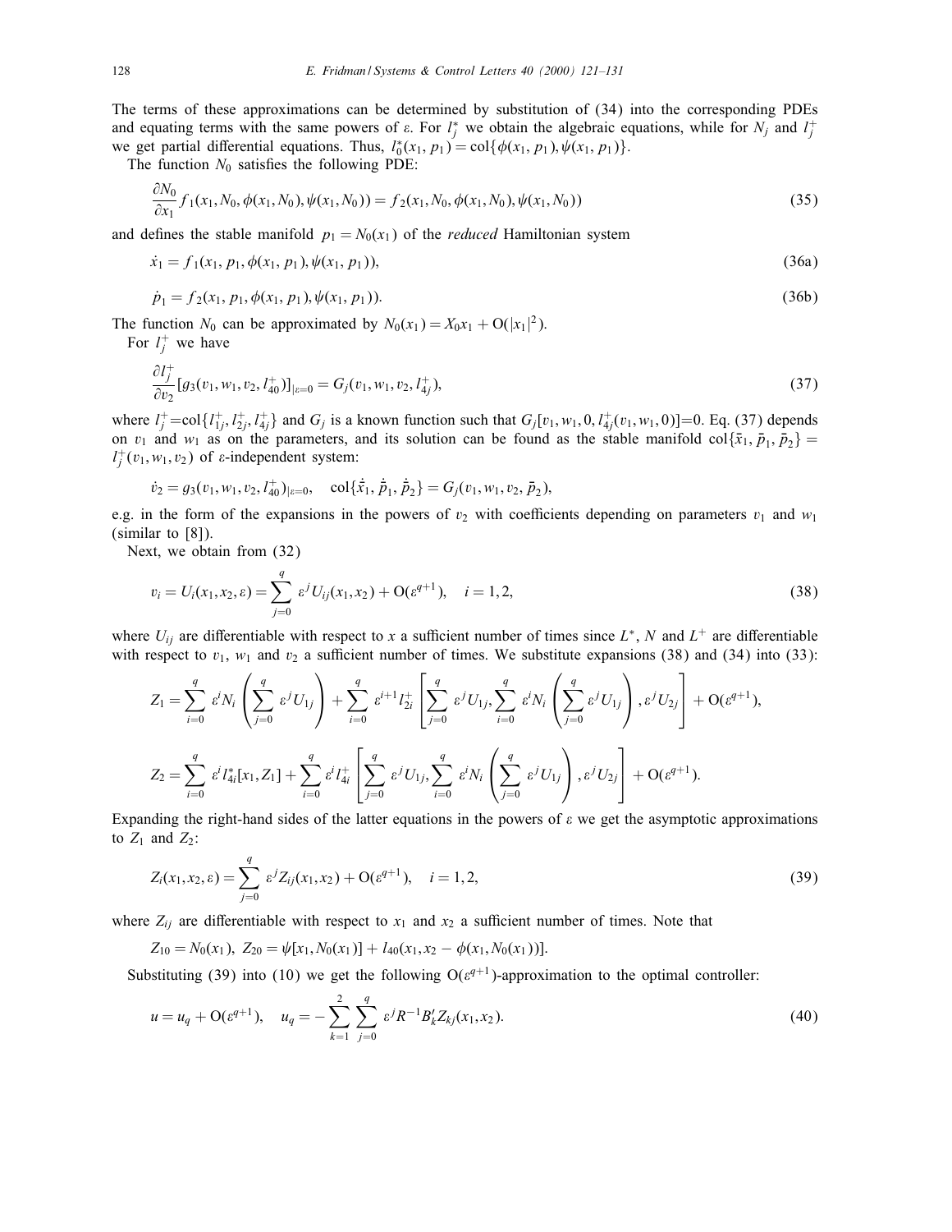The terms of these approximations can be determined by substitution of (34) into the corresponding PDEs and equating terms with the same powers of $\varepsilon$. For $l_j^*$ we obtain the algebraic equations, while for $N_j$ and $l_j^+$ we get partial differential equations. Thus, $l_0^*(x_1, p_1) = \mathrm{col}\{\phi(x_1, p_1), \psi(x_1, p_1)\}$.

The function $N_0$ satisfies the following PDE:

$$\frac{\partial N_0}{\partial x_1} f_1(x_1, N_0, \phi(x_1, N_0), \psi(x_1, N_0)) = f_2(x_1, N_0, \phi(x_1, N_0), \psi(x_1, N_0)) \tag{35}$$

and defines the stable manifold $p_1 = N_0(x_1)$ of the *reduced* Hamiltonian system

$$\dot{x}_1 = f_1(x_1, p_1, \phi(x_1, p_1), \psi(x_1, p_1)), \tag{36a}$$

$$\dot{p}_1 = f_2(x_1, p_1, \phi(x_1, p_1), \psi(x_1, p_1)). \tag{36b}$$

The function $N_0$ can be approximated by $N_0(x_1) = X_0 x_1 + \mathrm{O}(|x_1|^2)$.

For $l_j^+$ we have

$$\frac{\partial l_j^+}{\partial v_2}[g_3(v_1, w_1, v_2, l_{40}^+)]_{|\varepsilon=0} = G_j(v_1, w_1, v_2, l_{4j}^+), \tag{37}$$

where $l_j^+ = \mathrm{col}\{l_{1j}^+, l_{2j}^+, l_{4j}^+\}$ and $G_j$ is a known function such that $G_j[v_1, w_1, 0, l_{4j}^+(v_1, w_1, 0)] = 0$. Eq. (37) depends on $v_1$ and $w_1$ as on the parameters, and its solution can be found as the stable manifold $\mathrm{col}\{\bar{x}_1, \bar{p}_1, \bar{p}_2\} = l_j^+(v_1, w_1, v_2)$ of $\varepsilon$-independent system:

$$\dot{v}_2 = g_3(v_1, w_1, v_2, l_{40}^+)_{|\varepsilon=0}, \quad \mathrm{col}\{\dot{\bar{x}}_1, \dot{\bar{p}}_1, \dot{\bar{p}}_2\} = G_j(v_1, w_1, v_2, \bar{p}_2),$$

e.g. in the form of the expansions in the powers of $v_2$ with coefficients depending on parameters $v_1$ and $w_1$ (similar to [8]).

Next, we obtain from (32)

$$v_i = U_i(x_1, x_2, \varepsilon) = \sum_{j=0}^{q} \varepsilon^j U_{ij}(x_1, x_2) + \mathrm{O}(\varepsilon^{q+1}), \quad i = 1, 2, \tag{38}$$

where $U_{ij}$ are differentiable with respect to $x$ a sufficient number of times since $L^*$, $N$ and $L^+$ are differentiable with respect to $v_1$, $w_1$ and $v_2$ a sufficient number of times. We substitute expansions (38) and (34) into (33):

$$Z_1 = \sum_{i=0}^{q} \varepsilon^i N_i \left( \sum_{j=0}^{q} \varepsilon^j U_{1j} \right) + \sum_{i=0}^{q} \varepsilon^{i+1} l_{2i}^+ \left[ \sum_{j=0}^{q} \varepsilon^j U_{1j}, \sum_{i=0}^{q} \varepsilon^i N_i \left( \sum_{j=0}^{q} \varepsilon^j U_{1j} \right), \varepsilon^j U_{2j} \right] + \mathrm{O}(\varepsilon^{q+1}),$$

$$Z_2 = \sum_{i=0}^{q} \varepsilon^i l_{4i}^*[x_1, Z_1] + \sum_{i=0}^{q} \varepsilon^i l_{4i}^+ \left[ \sum_{j=0}^{q} \varepsilon^j U_{1j}, \sum_{i=0}^{q} \varepsilon^i N_i \left( \sum_{j=0}^{q} \varepsilon^j U_{1j} \right), \varepsilon^j U_{2j} \right] + \mathrm{O}(\varepsilon^{q+1}).$$

Expanding the right-hand sides of the latter equations in the powers of $\varepsilon$ we get the asymptotic approximations to $Z_1$ and $Z_2$:

$$Z_i(x_1, x_2, \varepsilon) = \sum_{j=0}^{q} \varepsilon^j Z_{ij}(x_1, x_2) + \mathrm{O}(\varepsilon^{q+1}), \quad i = 1, 2, \tag{39}$$

where $Z_{ij}$ are differentiable with respect to $x_1$ and $x_2$ a sufficient number of times. Note that

$$Z_{10} = N_0(x_1), \; Z_{20} = \psi[x_1, N_0(x_1)] + l_{40}(x_1, x_2 - \phi(x_1, N_0(x_1))].$$

Substituting (39) into (10) we get the following $\mathrm{O}(\varepsilon^{q+1})$-approximation to the optimal controller:

$$u = u_q + \mathrm{O}(\varepsilon^{q+1}), \quad u_q = -\sum_{k=1}^{2} \sum_{j=0}^{q} \varepsilon^j R^{-1} B_k' Z_{kj}(x_1, x_2). \tag{40}$$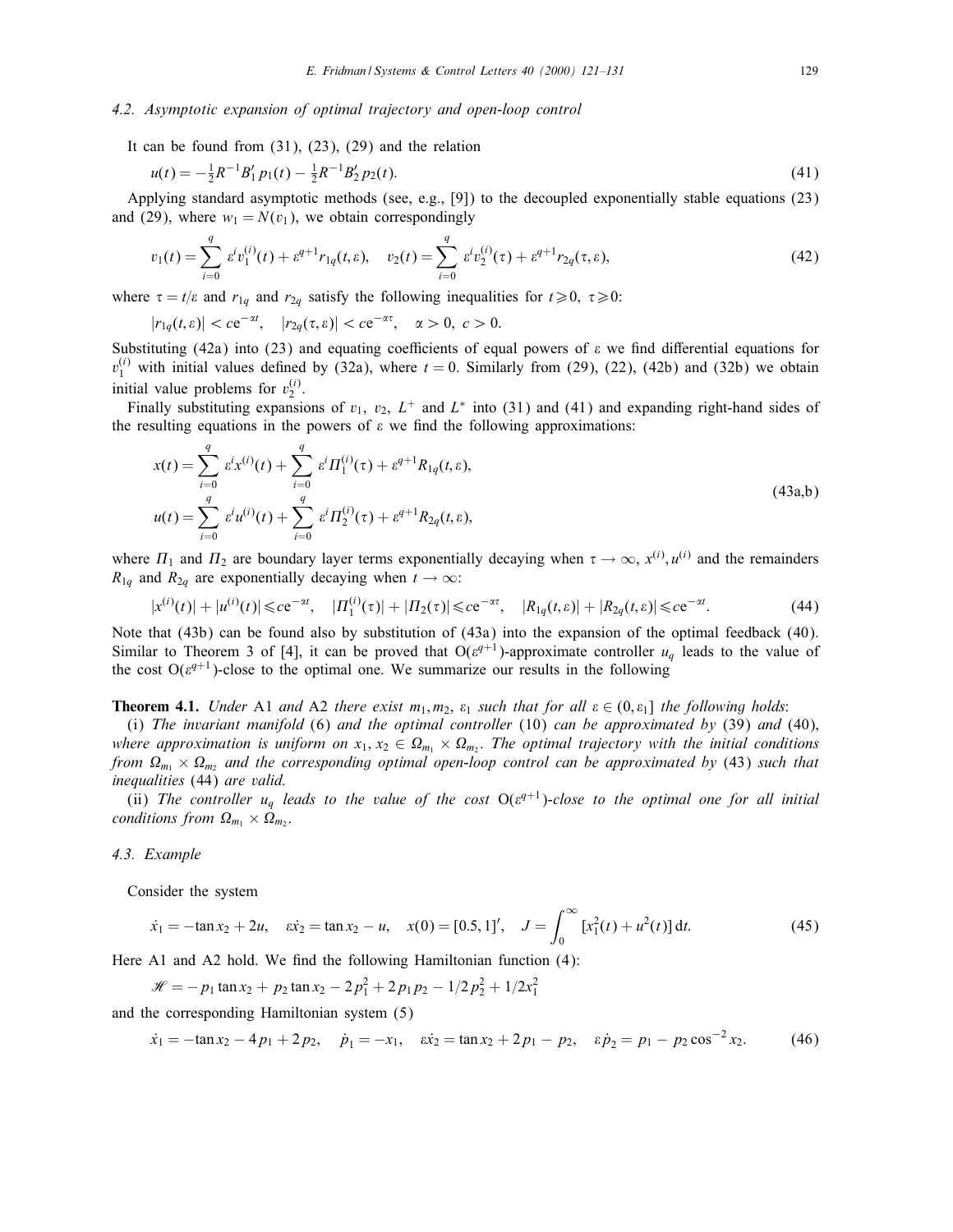### 4.2. Asymptotic expansion of optimal trajectory and open-loop control

It can be found from (31), (23), (29) and the relation

$$u(t) = -\tfrac{1}{2}R^{-1}B_1' p_1(t) - \tfrac{1}{2}R^{-1}B_2' p_2(t). \tag{41}$$

Applying standard asymptotic methods (see, e.g., [9]) to the decoupled exponentially stable equations (23) and (29), where $w_1 = N(v_1)$, we obtain correspondingly

$$v_1(t) = \sum_{i=0}^{q} \varepsilon^i v_1^{(i)}(t) + \varepsilon^{q+1} r_{1q}(t,\varepsilon), \quad v_2(t) = \sum_{i=0}^{q} \varepsilon^i v_2^{(i)}(\tau) + \varepsilon^{q+1} r_{2q}(\tau,\varepsilon), \tag{42}$$

where $\tau = t/\varepsilon$ and $r_{1q}$ and $r_{2q}$ satisfy the following inequalities for $t \geqslant 0,\ \tau \geqslant 0$:

$$|r_{1q}(t,\varepsilon)| < c\mathrm{e}^{-\alpha t}, \quad |r_{2q}(\tau,\varepsilon)| < c\mathrm{e}^{-\alpha\tau}, \quad \alpha > 0,\ c > 0.$$

Substituting (42a) into (23) and equating coefficients of equal powers of $\varepsilon$ we find differential equations for $v_1^{(i)}$ with initial values defined by (32a), where $t = 0$. Similarly from (29), (22), (42b) and (32b) we obtain initial value problems for $v_2^{(i)}$.

Finally substituting expansions of $v_1$, $v_2$, $L^+$ and $L^*$ into (31) and (41) and expanding right-hand sides of the resulting equations in the powers of $\varepsilon$ we find the following approximations:

$$\begin{aligned} x(t) &= \sum_{i=0}^{q} \varepsilon^i x^{(i)}(t) + \sum_{i=0}^{q} \varepsilon^i \Pi_1^{(i)}(\tau) + \varepsilon^{q+1} R_{1q}(t,\varepsilon), \\ u(t) &= \sum_{i=0}^{q} \varepsilon^i u^{(i)}(t) + \sum_{i=0}^{q} \varepsilon^i \Pi_2^{(i)}(\tau) + \varepsilon^{q+1} R_{2q}(t,\varepsilon), \end{aligned} \tag{43a,b}$$

where $\Pi_1$ and $\Pi_2$ are boundary layer terms exponentially decaying when $\tau \to \infty$, $x^{(i)}, u^{(i)}$ and the remainders $R_{1q}$ and $R_{2q}$ are exponentially decaying when $t \to \infty$:

$$|x^{(i)}(t)| + |u^{(i)}(t)| \leqslant c\mathrm{e}^{-\alpha t}, \quad |\Pi_1^{(i)}(\tau)| + |\Pi_2(\tau)| \leqslant c\mathrm{e}^{-\alpha\tau}, \quad |R_{1q}(t,\varepsilon)| + |R_{2q}(t,\varepsilon)| \leqslant c\mathrm{e}^{-\alpha t}. \tag{44}$$

Note that (43b) can be found also by substitution of (43a) into the expansion of the optimal feedback (40). Similar to Theorem 3 of [4], it can be proved that $O(\varepsilon^{q+1})$-approximate controller $u_q$ leads to the value of the cost $O(\varepsilon^{q+1})$-close to the optimal one. We summarize our results in the following

**Theorem 4.1.** *Under* A1 *and* A2 *there exist* $m_1, m_2$, $\varepsilon_1$ *such that for all* $\varepsilon \in (0, \varepsilon_1]$ *the following holds*:

(i) *The invariant manifold* (6) *and the optimal controller* (10) *can be approximated by* (39) *and* (40), *where approximation is uniform on* $x_1, x_2 \in \Omega_{m_1} \times \Omega_{m_2}$. *The optimal trajectory with the initial conditions from* $\Omega_{m_1} \times \Omega_{m_2}$ *and the corresponding optimal open-loop control can be approximated by* (43) *such that inequalities* (44) *are valid.*

(ii) *The controller* $u_q$ *leads to the value of the cost* $O(\varepsilon^{q+1})$-*close to the optimal one for all initial conditions from* $\Omega_{m_1} \times \Omega_{m_2}$.

### 4.3. Example

Consider the system

$$\dot{x}_1 = -\tan x_2 + 2u, \quad \varepsilon\dot{x}_2 = \tan x_2 - u, \quad x(0) = [0.5, 1]', \quad J = \int_0^\infty [x_1^2(t) + u^2(t)]\,\mathrm{d}t. \tag{45}$$

Here A1 and A2 hold. We find the following Hamiltonian function (4):

$$\mathscr{H} = -p_1 \tan x_2 + p_2 \tan x_2 - 2p_1^2 + 2p_1 p_2 - 1/2\,p_2^2 + 1/2x_1^2$$

and the corresponding Hamiltonian system (5)

$$\dot{x}_1 = -\tan x_2 - 4p_1 + 2p_2, \quad \dot{p}_1 = -x_1, \quad \varepsilon\dot{x}_2 = \tan x_2 + 2p_1 - p_2, \quad \varepsilon\dot{p}_2 = p_1 - p_2 \cos^{-2} x_2. \tag{46}$$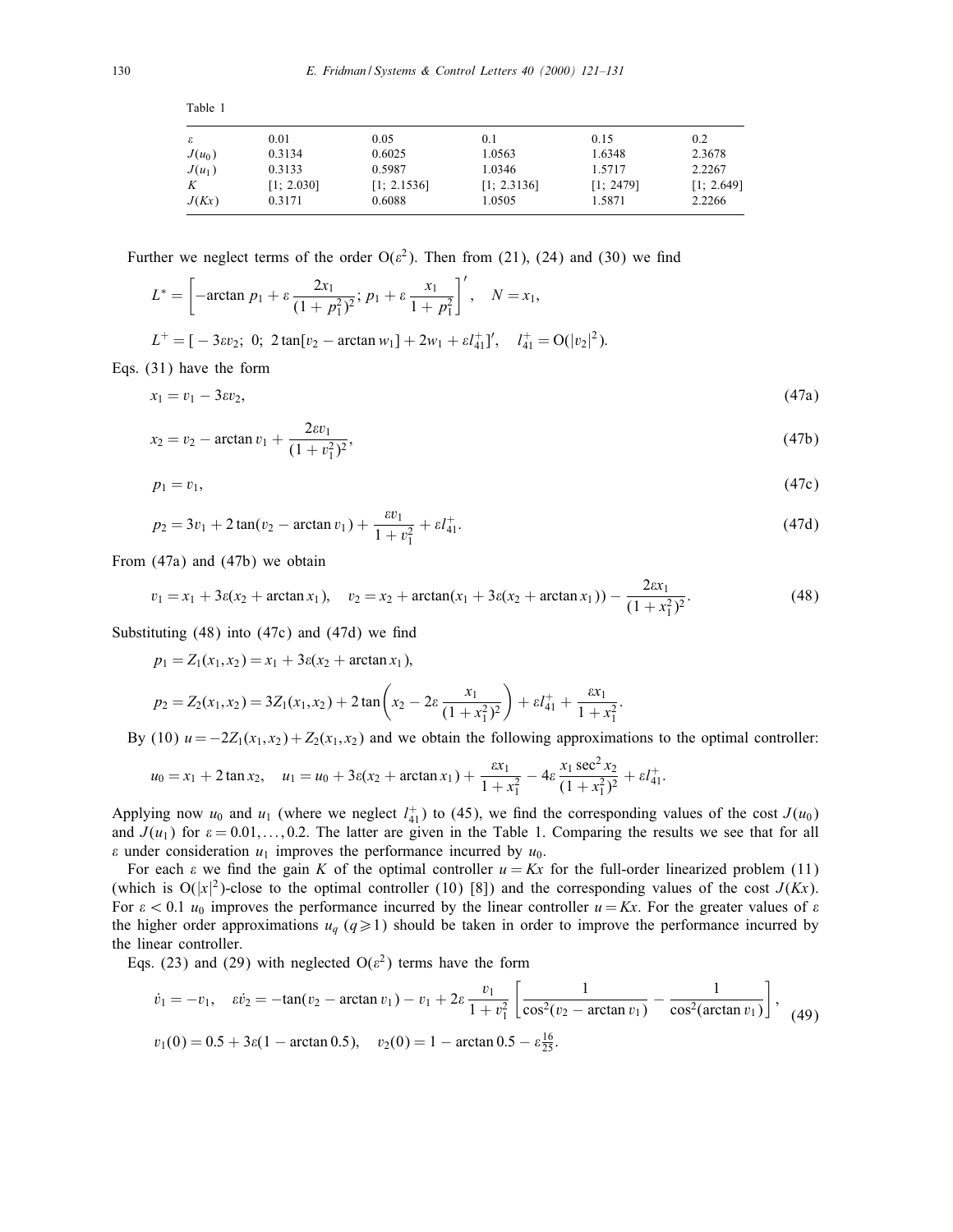Table 1

| $\varepsilon$ | 0.01 | 0.05 | 0.1 | 0.15 | 0.2 |
|---|---|---|---|---|---|
| $J(u_0)$ | 0.3134 | 0.6025 | 1.0563 | 1.6348 | 2.3678 |
| $J(u_1)$ | 0.3133 | 0.5987 | 1.0346 | 1.5717 | 2.2267 |
| $K$ | [1; 2.030] | [1; 2.1536] | [1; 2.3136] | [1; 2479] | [1; 2.649] |
| $J(Kx)$ | 0.3171 | 0.6088 | 1.0505 | 1.5871 | 2.2266 |

Further we neglect terms of the order $O(\varepsilon^2)$. Then from (21), (24) and (30) we find

$$L^* = \left[-\arctan p_1 + \varepsilon \frac{2x_1}{(1+p_1^2)^2};\ p_1 + \varepsilon \frac{x_1}{1+p_1^2}\right]', \quad N = x_1,$$

$$L^+ = [-3\varepsilon v_2;\ 0;\ 2\tan[v_2 - \arctan w_1] + 2w_1 + \varepsilon l_{41}^+]', \quad l_{41}^+ = O(|v_2|^2).$$

Eqs. (31) have the form

$$x_1 = v_1 - 3\varepsilon v_2, \tag{47a}$$

$$x_2 = v_2 - \arctan v_1 + \frac{2\varepsilon v_1}{(1+v_1^2)^2}, \tag{47b}$$

$$p_1 = v_1, \tag{47c}$$

$$p_2 = 3v_1 + 2\tan(v_2 - \arctan v_1) + \frac{\varepsilon v_1}{1+v_1^2} + \varepsilon l_{41}^+. \tag{47d}$$

From (47a) and (47b) we obtain

$$v_1 = x_1 + 3\varepsilon(x_2 + \arctan x_1), \quad v_2 = x_2 + \arctan(x_1 + 3\varepsilon(x_2 + \arctan x_1)) - \frac{2\varepsilon x_1}{(1+x_1^2)^2}. \tag{48}$$

Substituting (48) into (47c) and (47d) we find

$$p_1 = Z_1(x_1, x_2) = x_1 + 3\varepsilon(x_2 + \arctan x_1),$$

$$p_2 = Z_2(x_1, x_2) = 3Z_1(x_1, x_2) + 2\tan\left(x_2 - 2\varepsilon \frac{x_1}{(1+x_1^2)^2}\right) + \varepsilon l_{41}^+ + \frac{\varepsilon x_1}{1+x_1^2}.$$

By (10) $u = -2Z_1(x_1, x_2) + Z_2(x_1, x_2)$ and we obtain the following approximations to the optimal controller:

$$u_0 = x_1 + 2\tan x_2, \quad u_1 = u_0 + 3\varepsilon(x_2 + \arctan x_1) + \frac{\varepsilon x_1}{1+x_1^2} - 4\varepsilon \frac{x_1 \sec^2 x_2}{(1+x_1^2)^2} + \varepsilon l_{41}^+.$$

Applying now $u_0$ and $u_1$ (where we neglect $l_{41}^+$) to (45), we find the corresponding values of the cost $J(u_0)$ and $J(u_1)$ for $\varepsilon = 0.01, \ldots, 0.2$. The latter are given in the Table 1. Comparing the results we see that for all $\varepsilon$ under consideration $u_1$ improves the performance incurred by $u_0$.

For each $\varepsilon$ we find the gain $K$ of the optimal controller $u = Kx$ for the full-order linearized problem (11) (which is $O(|x|^2)$-close to the optimal controller (10) [8]) and the corresponding values of the cost $J(Kx)$. For $\varepsilon < 0.1$ $u_0$ improves the performance incurred by the linear controller $u = Kx$. For the greater values of $\varepsilon$ the higher order approximations $u_q$ $(q \geqslant 1)$ should be taken in order to improve the performance incurred by the linear controller.

Eqs. (23) and (29) with neglected $O(\varepsilon^2)$ terms have the form

$$\dot{v}_1 = -v_1, \quad \varepsilon\dot{v}_2 = -\tan(v_2 - \arctan v_1) - v_1 + 2\varepsilon \frac{v_1}{1+v_1^2}\left[\frac{1}{\cos^2(v_2 - \arctan v_1)} - \frac{1}{\cos^2(\arctan v_1)}\right],$$
$$v_1(0) = 0.5 + 3\varepsilon(1 - \arctan 0.5), \quad v_2(0) = 1 - \arctan 0.5 - \varepsilon\tfrac{16}{25}. \tag{49}$$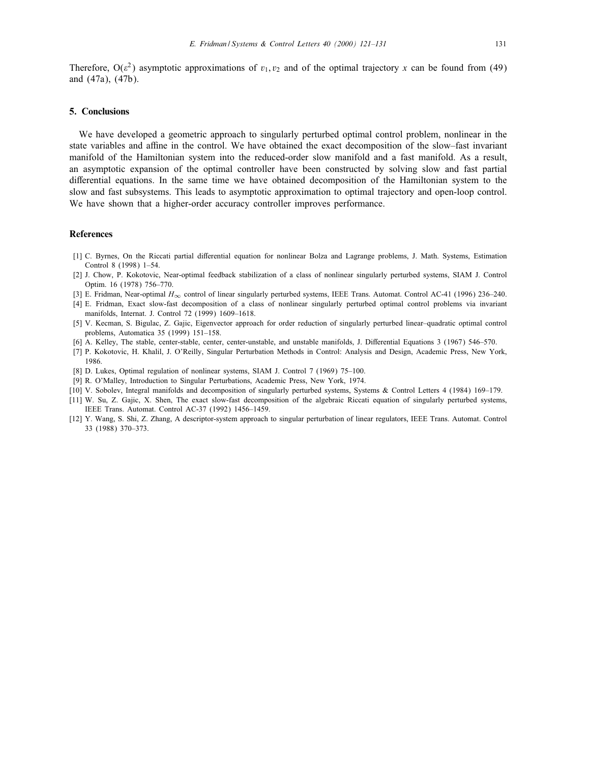Therefore, $O(\varepsilon^2)$ asymptotic approximations of $v_1, v_2$ and of the optimal trajectory $x$ can be found from (49) and (47a), (47b).

## 5. Conclusions

We have developed a geometric approach to singularly perturbed optimal control problem, nonlinear in the state variables and affine in the control. We have obtained the exact decomposition of the slow–fast invariant manifold of the Hamiltonian system into the reduced-order slow manifold and a fast manifold. As a result, an asymptotic expansion of the optimal controller have been constructed by solving slow and fast partial differential equations. In the same time we have obtained decomposition of the Hamiltonian system to the slow and fast subsystems. This leads to asymptotic approximation to optimal trajectory and open-loop control. We have shown that a higher-order accuracy controller improves performance.

## References

[1] C. Byrnes, On the Riccati partial differential equation for nonlinear Bolza and Lagrange problems, J. Math. Systems, Estimation Control 8 (1998) 1–54.

[2] J. Chow, P. Kokotovic, Near-optimal feedback stabilization of a class of nonlinear singularly perturbed systems, SIAM J. Control Optim. 16 (1978) 756–770.

[3] E. Fridman, Near-optimal $H_\infty$ control of linear singularly perturbed systems, IEEE Trans. Automat. Control AC-41 (1996) 236–240.

[4] E. Fridman, Exact slow-fast decomposition of a class of nonlinear singularly perturbed optimal control problems via invariant manifolds, Internat. J. Control 72 (1999) 1609–1618.

[5] V. Kecman, S. Bigulac, Z. Gajic, Eigenvector approach for order reduction of singularly perturbed linear–quadratic optimal control problems, Automatica 35 (1999) 151–158.

[6] A. Kelley, The stable, center-stable, center, center-unstable, and unstable manifolds, J. Differential Equations 3 (1967) 546–570.

[7] P. Kokotovic, H. Khalil, J. O'Reilly, Singular Perturbation Methods in Control: Analysis and Design, Academic Press, New York, 1986.

[8] D. Lukes, Optimal regulation of nonlinear systems, SIAM J. Control 7 (1969) 75–100.

[9] R. O'Malley, Introduction to Singular Perturbations, Academic Press, New York, 1974.

[10] V. Sobolev, Integral manifolds and decomposition of singularly perturbed systems, Systems & Control Letters 4 (1984) 169–179.

[11] W. Su, Z. Gajic, X. Shen, The exact slow-fast decomposition of the algebraic Riccati equation of singularly perturbed systems, IEEE Trans. Automat. Control AC-37 (1992) 1456–1459.

[12] Y. Wang, S. Shi, Z. Zhang, A descriptor-system approach to singular perturbation of linear regulators, IEEE Trans. Automat. Control 33 (1988) 370–373.